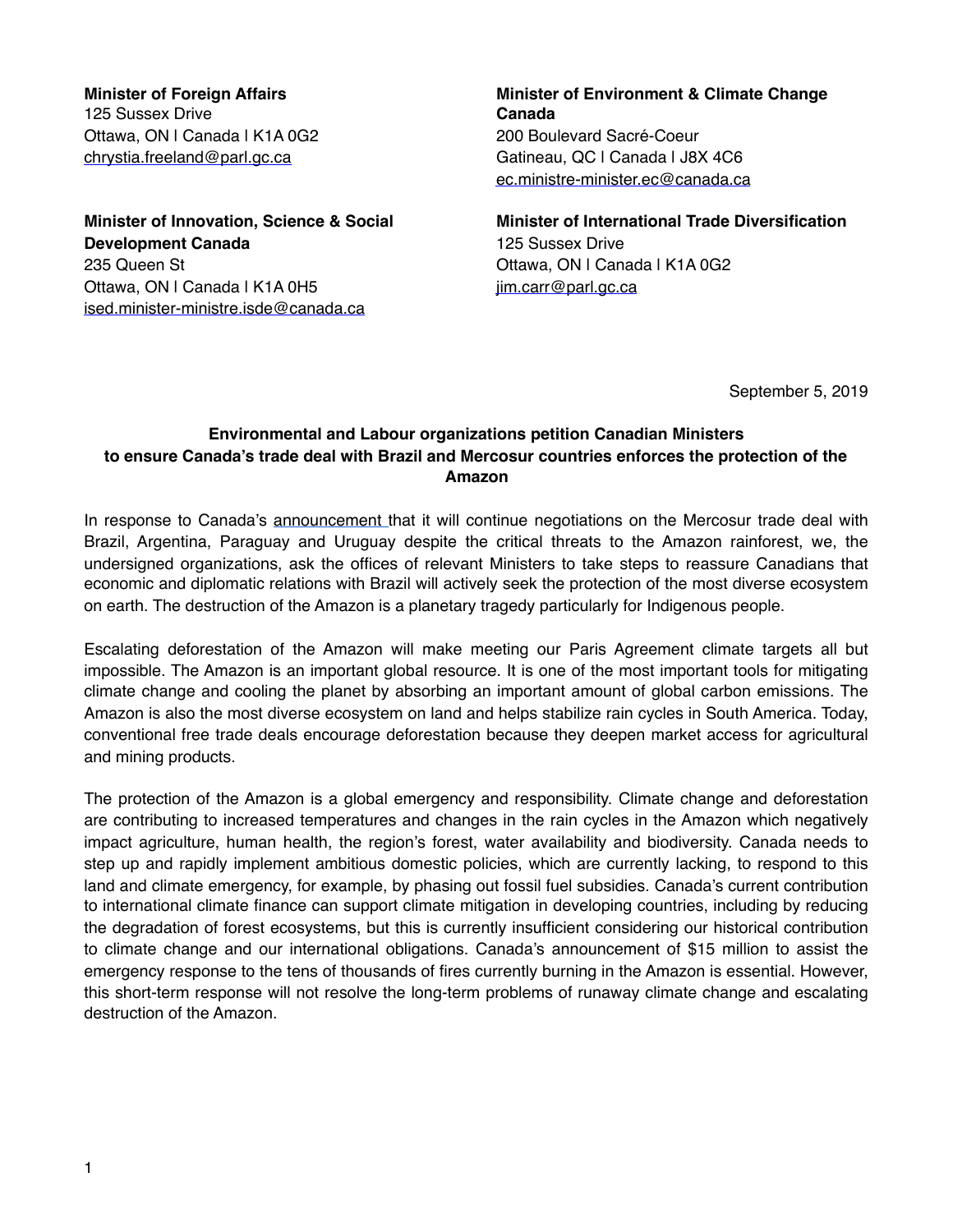**Minister of Foreign Affairs**
125 Sussex Drive
Ottawa, ON | Canada | K1A 0G2
chrystia.freeland@parl.gc.ca

**Minister of Environment & Climate Change Canada**
200 Boulevard Sacré-Coeur
Gatineau, QC | Canada | J8X 4C6
ec.ministre-minister.ec@canada.ca

**Minister of Innovation, Science & Social Development Canada**
235 Queen St
Ottawa, ON | Canada | K1A 0H5
ised.minister-ministre.isde@canada.ca

**Minister of International Trade Diversification**
125 Sussex Drive
Ottawa, ON | Canada | K1A 0G2
jim.carr@parl.gc.ca

September 5, 2019

**Environmental and Labour organizations petition Canadian Ministers to ensure Canada's trade deal with Brazil and Mercosur countries enforces the protection of the Amazon**

In response to Canada's announcement that it will continue negotiations on the Mercosur trade deal with Brazil, Argentina, Paraguay and Uruguay despite the critical threats to the Amazon rainforest, we, the undersigned organizations, ask the offices of relevant Ministers to take steps to reassure Canadians that economic and diplomatic relations with Brazil will actively seek the protection of the most diverse ecosystem on earth. The destruction of the Amazon is a planetary tragedy particularly for Indigenous people.

Escalating deforestation of the Amazon will make meeting our Paris Agreement climate targets all but impossible. The Amazon is an important global resource. It is one of the most important tools for mitigating climate change and cooling the planet by absorbing an important amount of global carbon emissions. The Amazon is also the most diverse ecosystem on land and helps stabilize rain cycles in South America. Today, conventional free trade deals encourage deforestation because they deepen market access for agricultural and mining products.

The protection of the Amazon is a global emergency and responsibility. Climate change and deforestation are contributing to increased temperatures and changes in the rain cycles in the Amazon which negatively impact agriculture, human health, the region's forest, water availability and biodiversity. Canada needs to step up and rapidly implement ambitious domestic policies, which are currently lacking, to respond to this land and climate emergency, for example, by phasing out fossil fuel subsidies. Canada's current contribution to international climate finance can support climate mitigation in developing countries, including by reducing the degradation of forest ecosystems, but this is currently insufficient considering our historical contribution to climate change and our international obligations. Canada's announcement of $15 million to assist the emergency response to the tens of thousands of fires currently burning in the Amazon is essential. However, this short-term response will not resolve the long-term problems of runaway climate change and escalating destruction of the Amazon.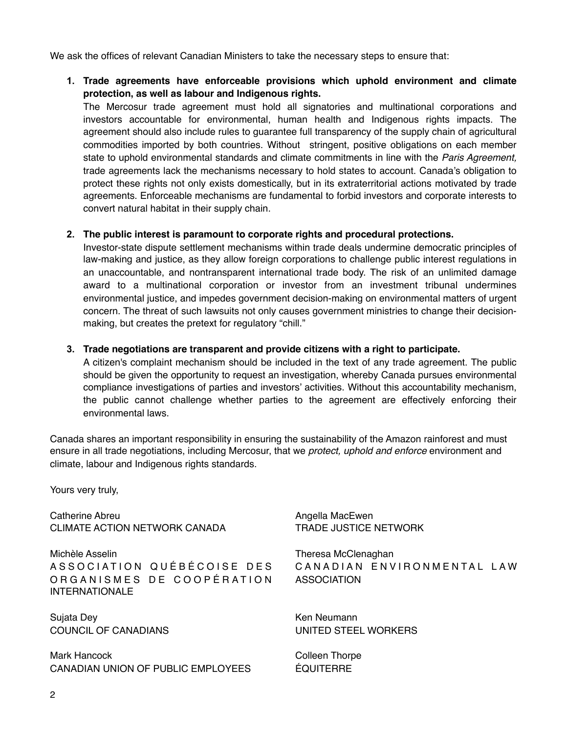We ask the offices of relevant Canadian Ministers to take the necessary steps to ensure that:

1. **Trade agreements have enforceable provisions which uphold environment and climate protection, as well as labour and Indigenous rights.**
   The Mercosur trade agreement must hold all signatories and multinational corporations and investors accountable for environmental, human health and Indigenous rights impacts. The agreement should also include rules to guarantee full transparency of the supply chain of agricultural commodities imported by both countries. Without stringent, positive obligations on each member state to uphold environmental standards and climate commitments in line with the *Paris Agreement,* trade agreements lack the mechanisms necessary to hold states to account. Canada's obligation to protect these rights not only exists domestically, but in its extraterritorial actions motivated by trade agreements. Enforceable mechanisms are fundamental to forbid investors and corporate interests to convert natural habitat in their supply chain.

2. **The public interest is paramount to corporate rights and procedural protections.**
   Investor-state dispute settlement mechanisms within trade deals undermine democratic principles of law-making and justice, as they allow foreign corporations to challenge public interest regulations in an unaccountable, and nontransparent international trade body. The risk of an unlimited damage award to a multinational corporation or investor from an investment tribunal undermines environmental justice, and impedes government decision-making on environmental matters of urgent concern. The threat of such lawsuits not only causes government ministries to change their decision-making, but creates the pretext for regulatory "chill."

3. **Trade negotiations are transparent and provide citizens with a right to participate.**
   A citizen's complaint mechanism should be included in the text of any trade agreement. The public should be given the opportunity to request an investigation, whereby Canada pursues environmental compliance investigations of parties and investors' activities. Without this accountability mechanism, the public cannot challenge whether parties to the agreement are effectively enforcing their environmental laws.

Canada shares an important responsibility in ensuring the sustainability of the Amazon rainforest and must ensure in all trade negotiations, including Mercosur, that we *protect, uphold and enforce* environment and climate, labour and Indigenous rights standards.

Yours very truly,

Catherine Abreu
CLIMATE ACTION NETWORK CANADA

Michèle Asselin
ASSOCIATION QUÉBÉCOISE DES ORGANISMES DE COOPÉRATION INTERNATIONALE

Sujata Dey
COUNCIL OF CANADIANS

Mark Hancock
CANADIAN UNION OF PUBLIC EMPLOYEES

Angella MacEwen
TRADE JUSTICE NETWORK

Theresa McClenaghan
CANADIAN ENVIRONMENTAL LAW ASSOCIATION

Ken Neumann
UNITED STEEL WORKERS

Colleen Thorpe
ÉQUITERRE